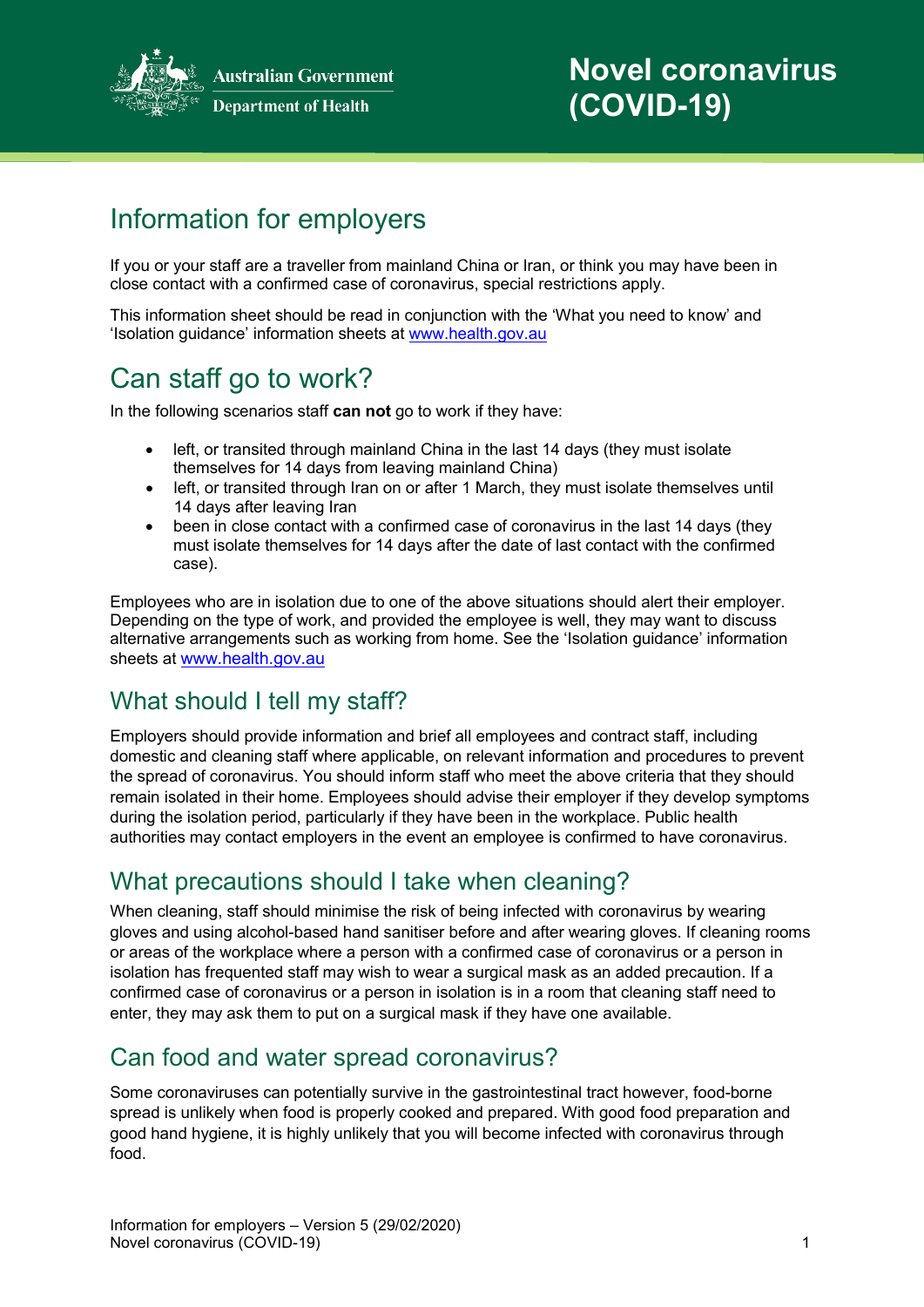Australian Government
Department of Health

# Novel coronavirus (COVID-19)

## Information for employers

If you or your staff are a traveller from mainland China or Iran, or think you may have been in close contact with a confirmed case of coronavirus, special restrictions apply.

This information sheet should be read in conjunction with the 'What you need to know' and 'Isolation guidance' information sheets at www.health.gov.au

## Can staff go to work?

In the following scenarios staff **can not** go to work if they have:

- left, or transited through mainland China in the last 14 days (they must isolate themselves for 14 days from leaving mainland China)
- left, or transited through Iran on or after 1 March, they must isolate themselves until 14 days after leaving Iran
- been in close contact with a confirmed case of coronavirus in the last 14 days (they must isolate themselves for 14 days after the date of last contact with the confirmed case).

Employees who are in isolation due to one of the above situations should alert their employer. Depending on the type of work, and provided the employee is well, they may want to discuss alternative arrangements such as working from home. See the 'Isolation guidance' information sheets at www.health.gov.au

### What should I tell my staff?

Employers should provide information and brief all employees and contract staff, including domestic and cleaning staff where applicable, on relevant information and procedures to prevent the spread of coronavirus. You should inform staff who meet the above criteria that they should remain isolated in their home. Employees should advise their employer if they develop symptoms during the isolation period, particularly if they have been in the workplace. Public health authorities may contact employers in the event an employee is confirmed to have coronavirus.

### What precautions should I take when cleaning?

When cleaning, staff should minimise the risk of being infected with coronavirus by wearing gloves and using alcohol-based hand sanitiser before and after wearing gloves. If cleaning rooms or areas of the workplace where a person with a confirmed case of coronavirus or a person in isolation has frequented staff may wish to wear a surgical mask as an added precaution. If a confirmed case of coronavirus or a person in isolation is in a room that cleaning staff need to enter, they may ask them to put on a surgical mask if they have one available.

### Can food and water spread coronavirus?

Some coronaviruses can potentially survive in the gastrointestinal tract however, food-borne spread is unlikely when food is properly cooked and prepared. With good food preparation and good hand hygiene, it is highly unlikely that you will become infected with coronavirus through food.

Information for employers – Version 5 (29/02/2020)
Novel coronavirus (COVID-19)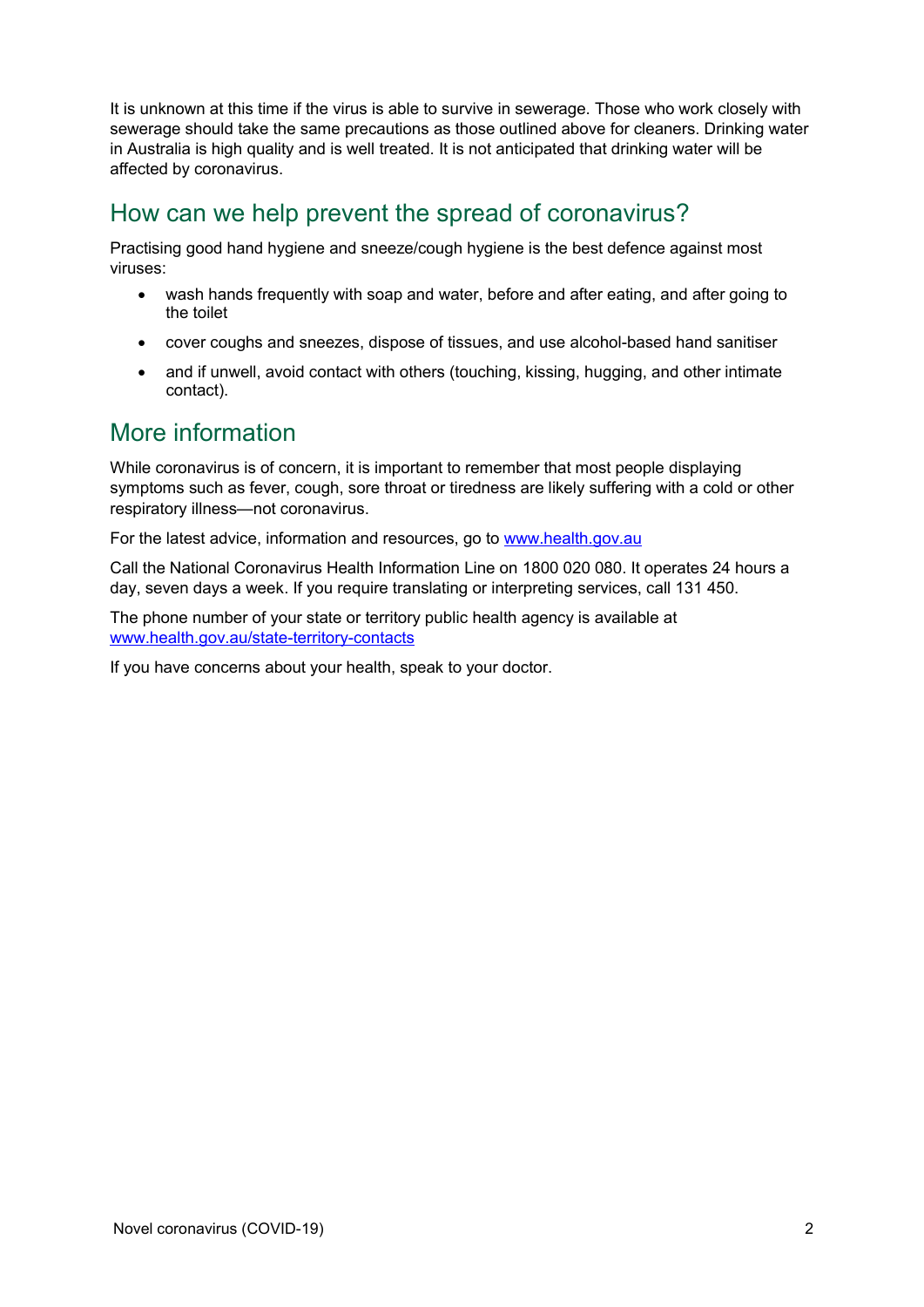It is unknown at this time if the virus is able to survive in sewerage. Those who work closely with sewerage should take the same precautions as those outlined above for cleaners. Drinking water in Australia is high quality and is well treated. It is not anticipated that drinking water will be affected by coronavirus.

## How can we help prevent the spread of coronavirus?

Practising good hand hygiene and sneeze/cough hygiene is the best defence against most viruses:

- wash hands frequently with soap and water, before and after eating, and after going to the toilet
- cover coughs and sneezes, dispose of tissues, and use alcohol-based hand sanitiser
- and if unwell, avoid contact with others (touching, kissing, hugging, and other intimate contact).

## More information

While coronavirus is of concern, it is important to remember that most people displaying symptoms such as fever, cough, sore throat or tiredness are likely suffering with a cold or other respiratory illness—not coronavirus.

For the latest advice, information and resources, go to [www.health.gov.au](www.health.gov.au)

Call the National Coronavirus Health Information Line on 1800 020 080. It operates 24 hours a day, seven days a week. If you require translating or interpreting services, call 131 450.

The phone number of your state or territory public health agency is available at [www.health.gov.au/state-territory-contacts](www.health.gov.au/state-territory-contacts)

If you have concerns about your health, speak to your doctor.